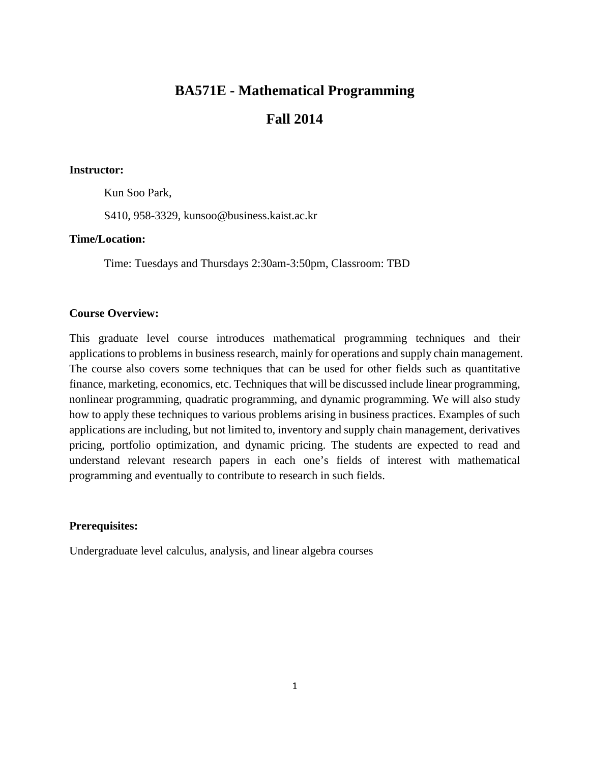# BA571E - Mathematical Programming

## Fall 2014

**Instructor:**

Kun Soo Park,

S410, 958-3329, kunsoo@business.kaist.ac.kr

**Time/Location:**

Time: Tuesdays and Thursdays 2:30am-3:50pm, Classroom: TBD

**Course Overview:**

This graduate level course introduces mathematical programming techniques and their applications to problems in business research, mainly for operations and supply chain management. The course also covers some techniques that can be used for other fields such as quantitative finance, marketing, economics, etc. Techniques that will be discussed include linear programming, nonlinear programming, quadratic programming, and dynamic programming. We will also study how to apply these techniques to various problems arising in business practices. Examples of such applications are including, but not limited to, inventory and supply chain management, derivatives pricing, portfolio optimization, and dynamic pricing. The students are expected to read and understand relevant research papers in each one's fields of interest with mathematical programming and eventually to contribute to research in such fields.

**Prerequisites:**

Undergraduate level calculus, analysis, and linear algebra courses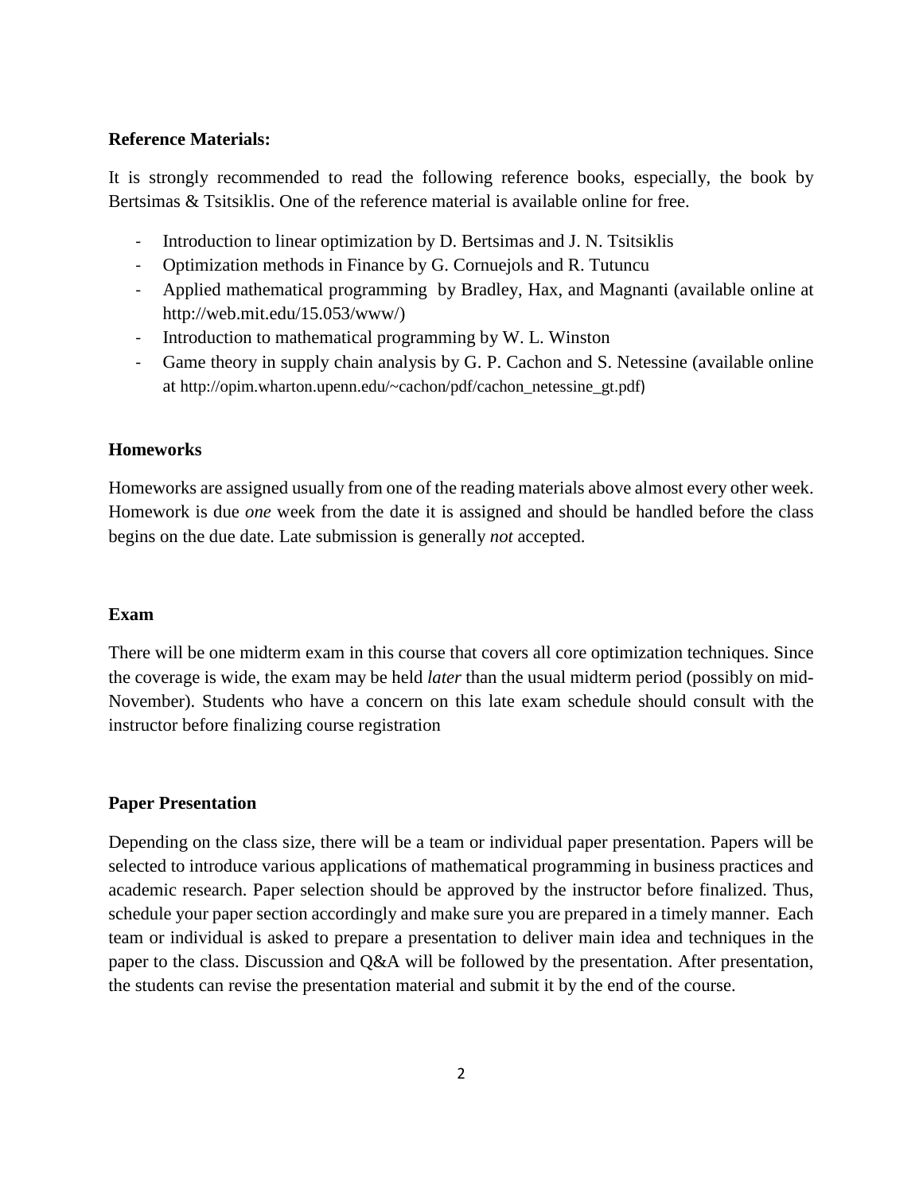**Reference Materials:**

It is strongly recommended to read the following reference books, especially, the book by Bertsimas & Tsitsiklis. One of the reference material is available online for free.

- Introduction to linear optimization by D. Bertsimas and J. N. Tsitsiklis
- Optimization methods in Finance by G. Cornuejols and R. Tutuncu
- Applied mathematical programming by Bradley, Hax, and Magnanti (available online at http://web.mit.edu/15.053/www/)
- Introduction to mathematical programming by W. L. Winston
- Game theory in supply chain analysis by G. P. Cachon and S. Netessine (available online at http://opim.wharton.upenn.edu/~cachon/pdf/cachon_netessine_gt.pdf)

**Homeworks**

Homeworks are assigned usually from one of the reading materials above almost every other week. Homework is due *one* week from the date it is assigned and should be handled before the class begins on the due date. Late submission is generally *not* accepted.

**Exam**

There will be one midterm exam in this course that covers all core optimization techniques. Since the coverage is wide, the exam may be held *later* than the usual midterm period (possibly on mid-November). Students who have a concern on this late exam schedule should consult with the instructor before finalizing course registration

**Paper Presentation**

Depending on the class size, there will be a team or individual paper presentation. Papers will be selected to introduce various applications of mathematical programming in business practices and academic research. Paper selection should be approved by the instructor before finalized. Thus, schedule your paper section accordingly and make sure you are prepared in a timely manner. Each team or individual is asked to prepare a presentation to deliver main idea and techniques in the paper to the class. Discussion and Q&A will be followed by the presentation. After presentation, the students can revise the presentation material and submit it by the end of the course.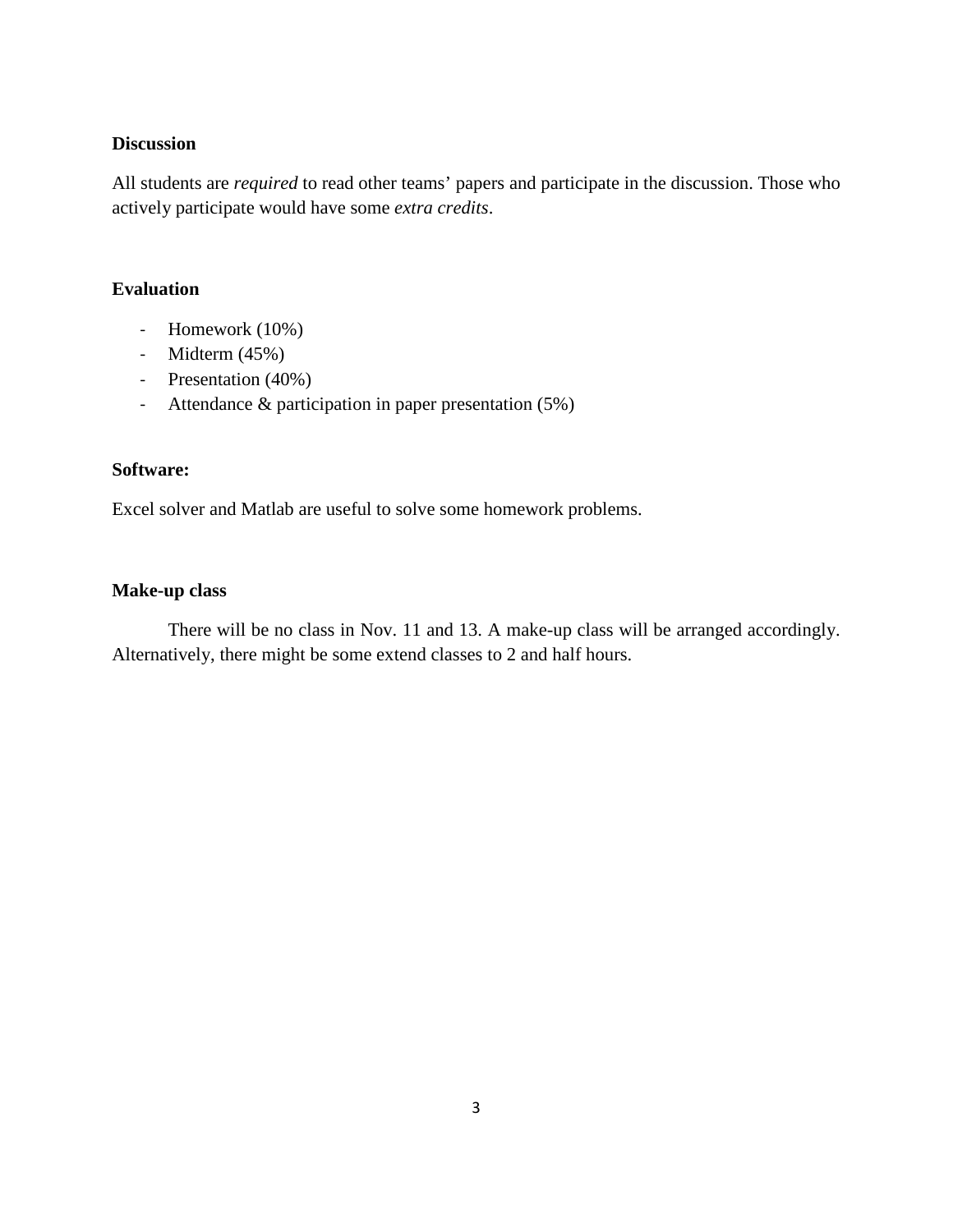**Discussion**

All students are *required* to read other teams' papers and participate in the discussion. Those who actively participate would have some *extra credits*.

**Evaluation**

- Homework (10%)
- Midterm (45%)
- Presentation (40%)
- Attendance & participation in paper presentation (5%)

**Software:**

Excel solver and Matlab are useful to solve some homework problems.

**Make-up class**

There will be no class in Nov. 11 and 13. A make-up class will be arranged accordingly. Alternatively, there might be some extend classes to 2 and half hours.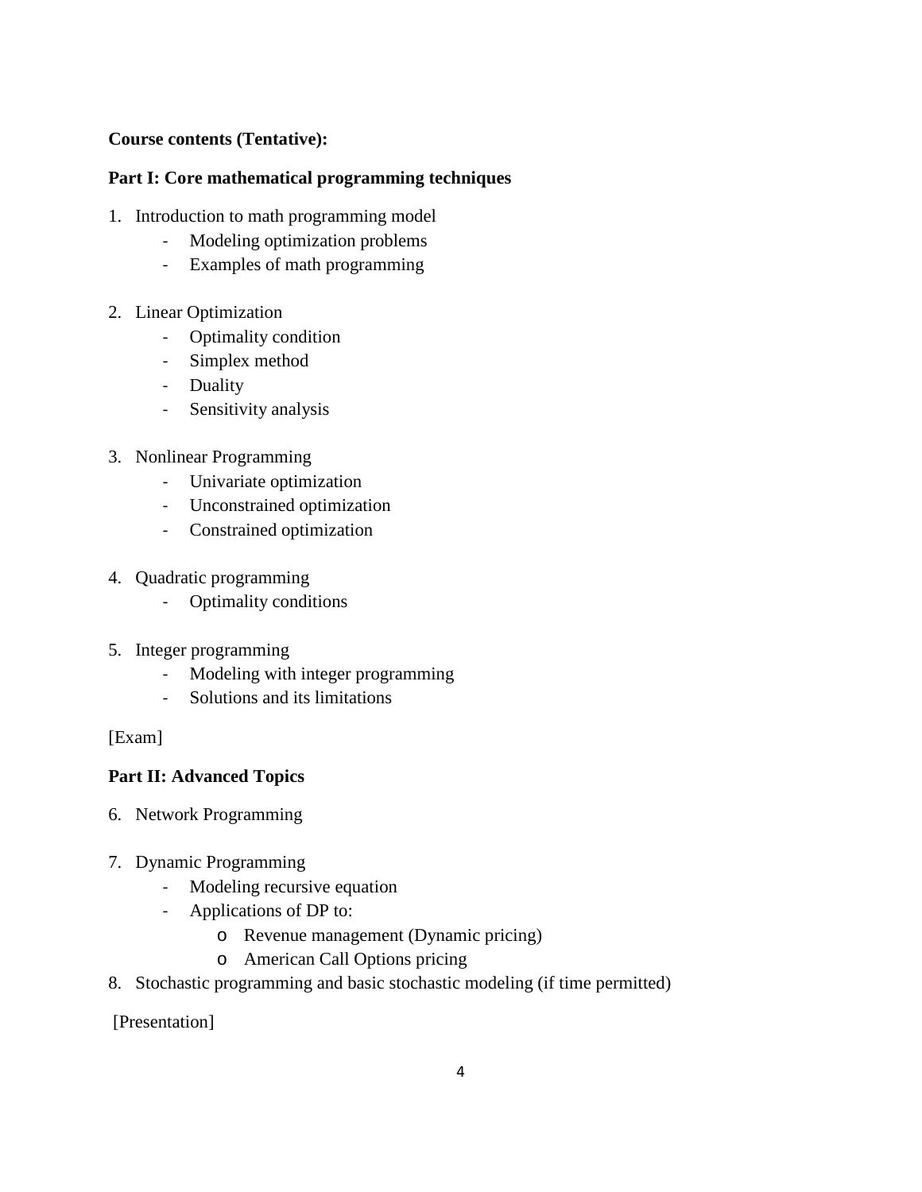**Course contents (Tentative):**

**Part I: Core mathematical programming techniques**

1. Introduction to math programming model
   - Modeling optimization problems
   - Examples of math programming

2. Linear Optimization
   - Optimality condition
   - Simplex method
   - Duality
   - Sensitivity analysis

3. Nonlinear Programming
   - Univariate optimization
   - Unconstrained optimization
   - Constrained optimization

4. Quadratic programming
   - Optimality conditions

5. Integer programming
   - Modeling with integer programming
   - Solutions and its limitations

[Exam]

**Part II: Advanced Topics**

6. Network Programming

7. Dynamic Programming
   - Modeling recursive equation
   - Applications of DP to:
     - Revenue management (Dynamic pricing)
     - American Call Options pricing
8. Stochastic programming and basic stochastic modeling (if time permitted)

[Presentation]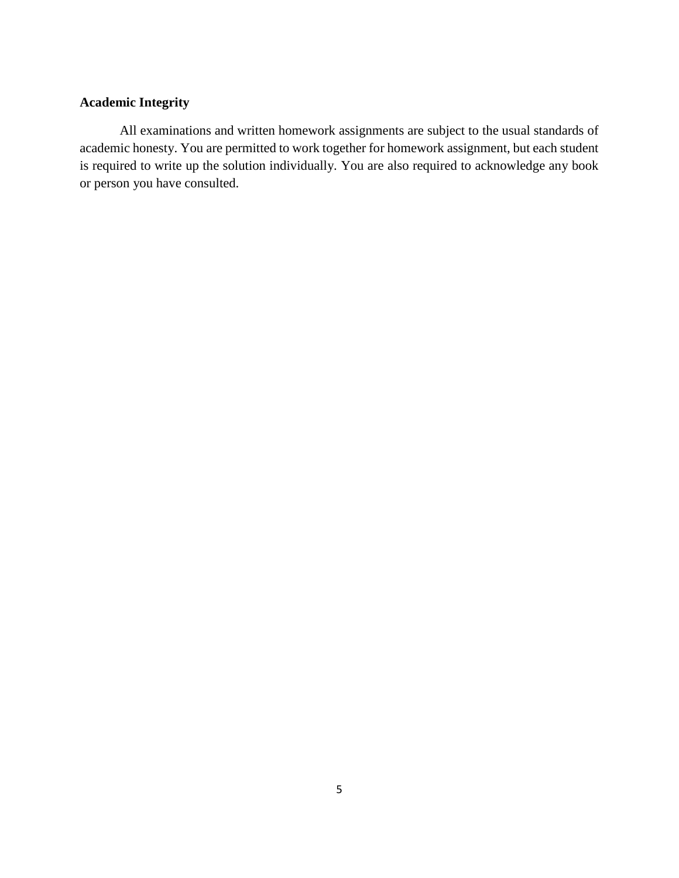**Academic Integrity**

All examinations and written homework assignments are subject to the usual standards of academic honesty. You are permitted to work together for homework assignment, but each student is required to write up the solution individually. You are also required to acknowledge any book or person you have consulted.